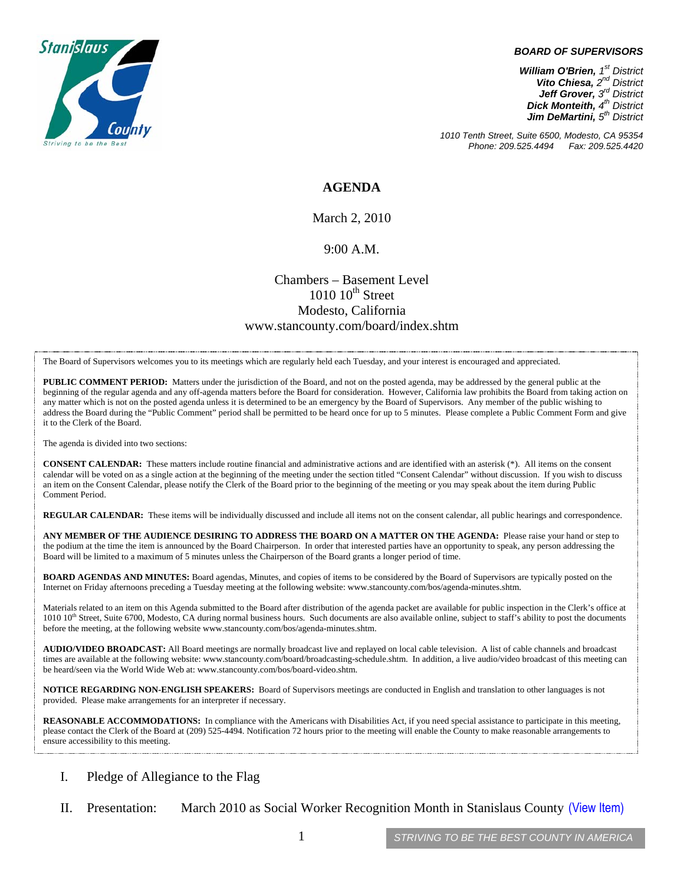**BOARD OF SUPERVISORS**

***William O'Brien,** 1st District*
***Vito Chiesa,** 2nd District*
***Jeff Grover,** 3rd District*
***Dick Monteith,** 4th District*
***Jim DeMartini,** 5th District*

*1010 Tenth Street, Suite 6500, Modesto, CA 95354*
*Phone: 209.525.4494 Fax: 209.525.4420*

# AGENDA

March 2, 2010

9:00 A.M.

Chambers – Basement Level
1010 10th Street
Modesto, California
www.stancounty.com/board/index.shtm

The Board of Supervisors welcomes you to its meetings which are regularly held each Tuesday, and your interest is encouraged and appreciated.

**PUBLIC COMMENT PERIOD:** Matters under the jurisdiction of the Board, and not on the posted agenda, may be addressed by the general public at the beginning of the regular agenda and any off-agenda matters before the Board for consideration. However, California law prohibits the Board from taking action on any matter which is not on the posted agenda unless it is determined to be an emergency by the Board of Supervisors. Any member of the public wishing to address the Board during the "Public Comment" period shall be permitted to be heard once for up to 5 minutes. Please complete a Public Comment Form and give it to the Clerk of the Board.

The agenda is divided into two sections:

**CONSENT CALENDAR:** These matters include routine financial and administrative actions and are identified with an asterisk (*). All items on the consent calendar will be voted on as a single action at the beginning of the meeting under the section titled "Consent Calendar" without discussion. If you wish to discuss an item on the Consent Calendar, please notify the Clerk of the Board prior to the beginning of the meeting or you may speak about the item during Public Comment Period.

**REGULAR CALENDAR:** These items will be individually discussed and include all items not on the consent calendar, all public hearings and correspondence.

**ANY MEMBER OF THE AUDIENCE DESIRING TO ADDRESS THE BOARD ON A MATTER ON THE AGENDA:** Please raise your hand or step to the podium at the time the item is announced by the Board Chairperson. In order that interested parties have an opportunity to speak, any person addressing the Board will be limited to a maximum of 5 minutes unless the Chairperson of the Board grants a longer period of time.

**BOARD AGENDAS AND MINUTES:** Board agendas, Minutes, and copies of items to be considered by the Board of Supervisors are typically posted on the Internet on Friday afternoons preceding a Tuesday meeting at the following website: www.stancounty.com/bos/agenda-minutes.shtm.

Materials related to an item on this Agenda submitted to the Board after distribution of the agenda packet are available for public inspection in the Clerk's office at 1010 10th Street, Suite 6700, Modesto, CA during normal business hours. Such documents are also available online, subject to staff's ability to post the documents before the meeting, at the following website www.stancounty.com/bos/agenda-minutes.shtm.

**AUDIO/VIDEO BROADCAST:** All Board meetings are normally broadcast live and replayed on local cable television. A list of cable channels and broadcast times are available at the following website: www.stancounty.com/board/broadcasting-schedule.shtm. In addition, a live audio/video broadcast of this meeting can be heard/seen via the World Wide Web at: www.stancounty.com/bos/board-video.shtm.

**NOTICE REGARDING NON-ENGLISH SPEAKERS:** Board of Supervisors meetings are conducted in English and translation to other languages is not provided. Please make arrangements for an interpreter if necessary.

**REASONABLE ACCOMMODATIONS:** In compliance with the Americans with Disabilities Act, if you need special assistance to participate in this meeting, please contact the Clerk of the Board at (209) 525-4494. Notification 72 hours prior to the meeting will enable the County to make reasonable arrangements to ensure accessibility to this meeting.

I. Pledge of Allegiance to the Flag

II. Presentation: March 2010 as Social Worker Recognition Month in Stanislaus County (View Item)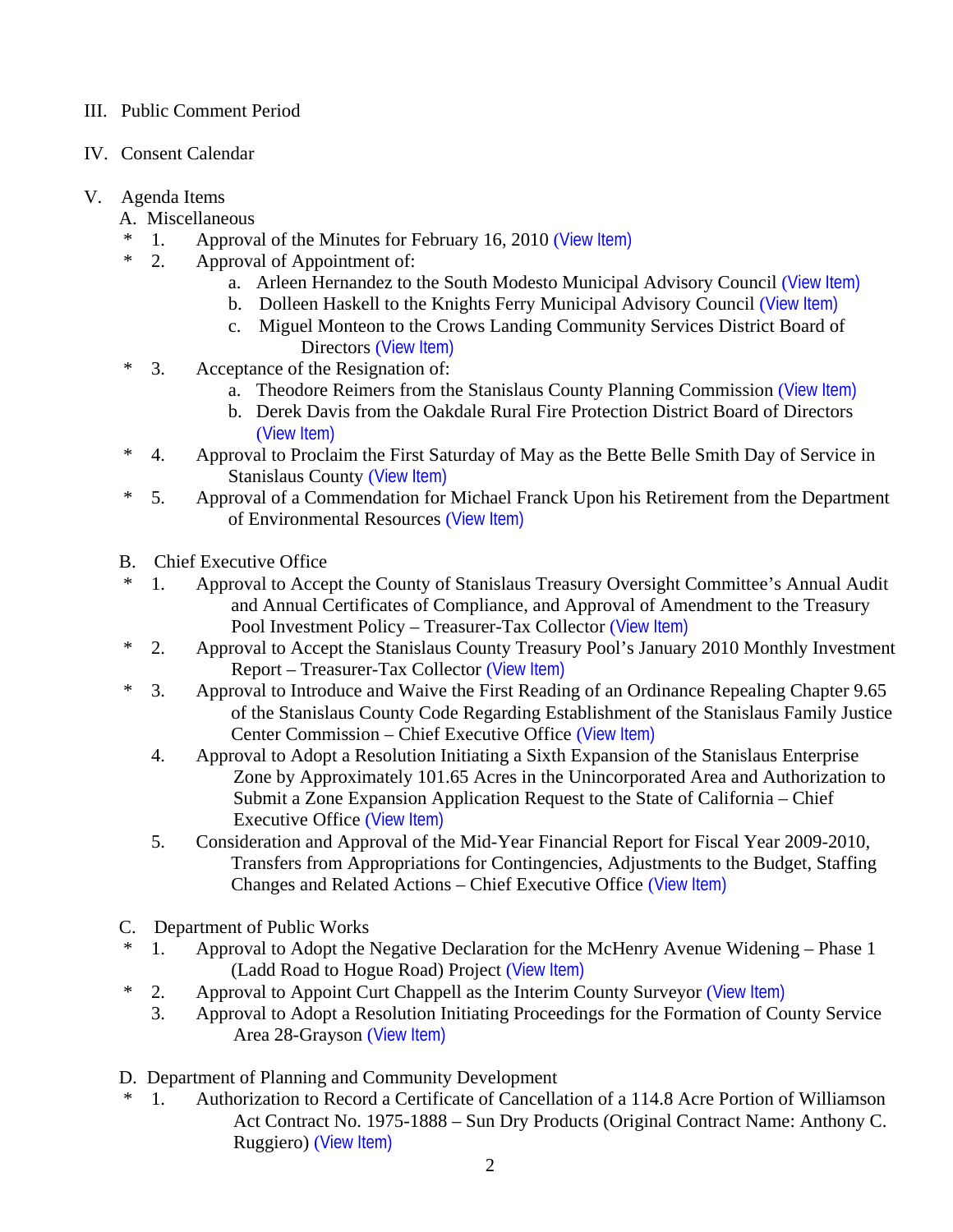III. Public Comment Period

IV. Consent Calendar

V. Agenda Items

A. Miscellaneous

\* 1. Approval of the Minutes for February 16, 2010 (View Item)

\* 2. Approval of Appointment of:

   a. Arleen Hernandez to the South Modesto Municipal Advisory Council (View Item)

   b. Dolleen Haskell to the Knights Ferry Municipal Advisory Council (View Item)

   c. Miguel Monteon to the Crows Landing Community Services District Board of Directors (View Item)

\* 3. Acceptance of the Resignation of:

   a. Theodore Reimers from the Stanislaus County Planning Commission (View Item)

   b. Derek Davis from the Oakdale Rural Fire Protection District Board of Directors (View Item)

\* 4. Approval to Proclaim the First Saturday of May as the Bette Belle Smith Day of Service in Stanislaus County (View Item)

\* 5. Approval of a Commendation for Michael Franck Upon his Retirement from the Department of Environmental Resources (View Item)

B. Chief Executive Office

\* 1. Approval to Accept the County of Stanislaus Treasury Oversight Committee's Annual Audit and Annual Certificates of Compliance, and Approval of Amendment to the Treasury Pool Investment Policy – Treasurer-Tax Collector (View Item)

\* 2. Approval to Accept the Stanislaus County Treasury Pool's January 2010 Monthly Investment Report – Treasurer-Tax Collector (View Item)

\* 3. Approval to Introduce and Waive the First Reading of an Ordinance Repealing Chapter 9.65 of the Stanislaus County Code Regarding Establishment of the Stanislaus Family Justice Center Commission – Chief Executive Office (View Item)

4. Approval to Adopt a Resolution Initiating a Sixth Expansion of the Stanislaus Enterprise Zone by Approximately 101.65 Acres in the Unincorporated Area and Authorization to Submit a Zone Expansion Application Request to the State of California – Chief Executive Office (View Item)

5. Consideration and Approval of the Mid-Year Financial Report for Fiscal Year 2009-2010, Transfers from Appropriations for Contingencies, Adjustments to the Budget, Staffing Changes and Related Actions – Chief Executive Office (View Item)

C. Department of Public Works

\* 1. Approval to Adopt the Negative Declaration for the McHenry Avenue Widening – Phase 1 (Ladd Road to Hogue Road) Project (View Item)

\* 2. Approval to Appoint Curt Chappell as the Interim County Surveyor (View Item)

3. Approval to Adopt a Resolution Initiating Proceedings for the Formation of County Service Area 28-Grayson (View Item)

D. Department of Planning and Community Development

\* 1. Authorization to Record a Certificate of Cancellation of a 114.8 Acre Portion of Williamson Act Contract No. 1975-1888 – Sun Dry Products (Original Contract Name: Anthony C. Ruggiero) (View Item)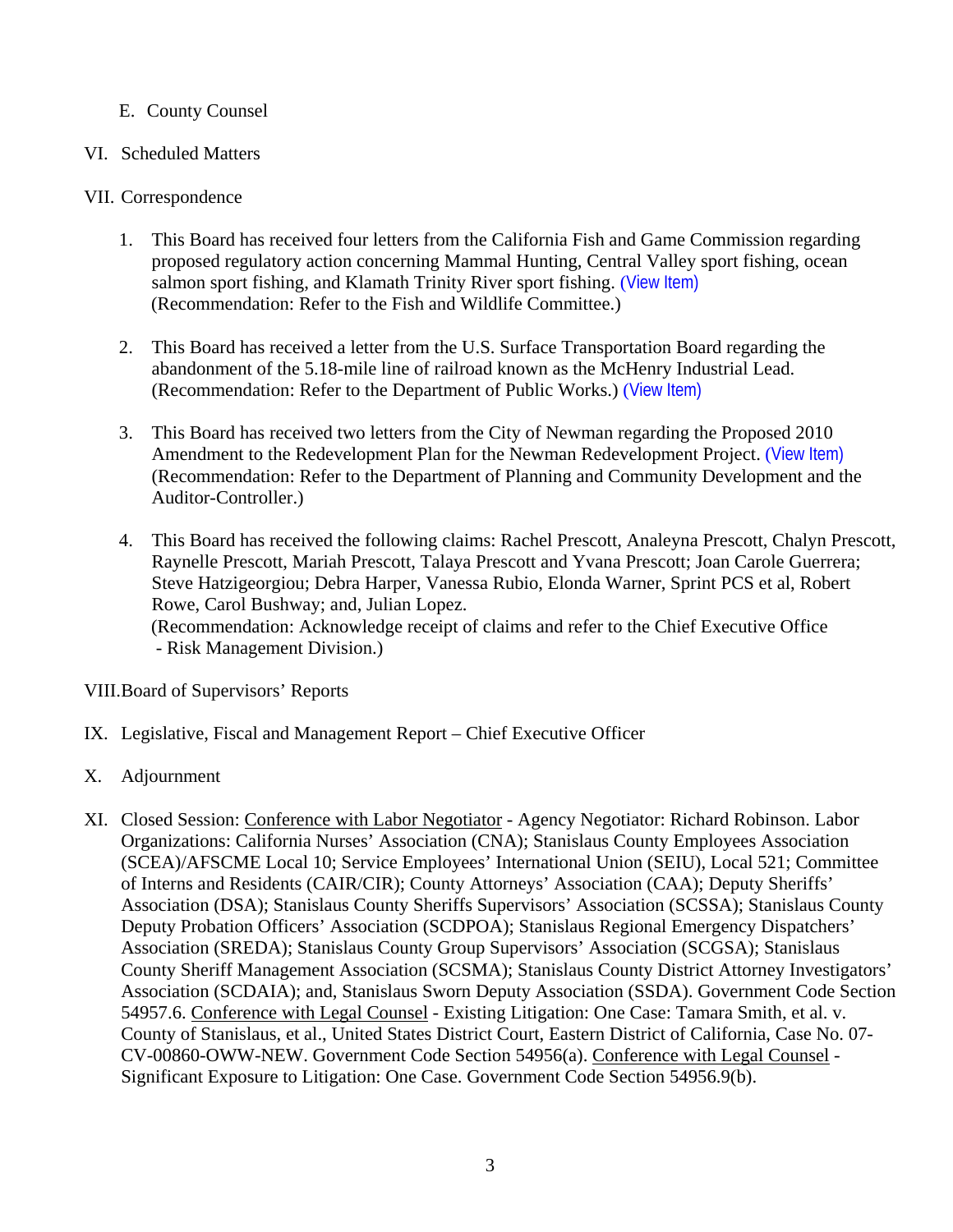E. County Counsel

VI. Scheduled Matters

VII. Correspondence

1. This Board has received four letters from the California Fish and Game Commission regarding proposed regulatory action concerning Mammal Hunting, Central Valley sport fishing, ocean salmon sport fishing, and Klamath Trinity River sport fishing. (View Item) (Recommendation: Refer to the Fish and Wildlife Committee.)

2. This Board has received a letter from the U.S. Surface Transportation Board regarding the abandonment of the 5.18-mile line of railroad known as the McHenry Industrial Lead. (Recommendation: Refer to the Department of Public Works.) (View Item)

3. This Board has received two letters from the City of Newman regarding the Proposed 2010 Amendment to the Redevelopment Plan for the Newman Redevelopment Project. (View Item) (Recommendation: Refer to the Department of Planning and Community Development and the Auditor-Controller.)

4. This Board has received the following claims: Rachel Prescott, Analeyna Prescott, Chalyn Prescott, Raynelle Prescott, Mariah Prescott, Talaya Prescott and Yvana Prescott; Joan Carole Guerrera; Steve Hatzigeorgiou; Debra Harper, Vanessa Rubio, Elonda Warner, Sprint PCS et al, Robert Rowe, Carol Bushway; and, Julian Lopez. (Recommendation: Acknowledge receipt of claims and refer to the Chief Executive Office - Risk Management Division.)

VIII. Board of Supervisors' Reports

IX. Legislative, Fiscal and Management Report – Chief Executive Officer

X. Adjournment

XI. Closed Session: Conference with Labor Negotiator - Agency Negotiator: Richard Robinson. Labor Organizations: California Nurses' Association (CNA); Stanislaus County Employees Association (SCEA)/AFSCME Local 10; Service Employees' International Union (SEIU), Local 521; Committee of Interns and Residents (CAIR/CIR); County Attorneys' Association (CAA); Deputy Sheriffs' Association (DSA); Stanislaus County Sheriffs Supervisors' Association (SCSSA); Stanislaus County Deputy Probation Officers' Association (SCDPOA); Stanislaus Regional Emergency Dispatchers' Association (SREDA); Stanislaus County Group Supervisors' Association (SCGSA); Stanislaus County Sheriff Management Association (SCSMA); Stanislaus County District Attorney Investigators' Association (SCDAIA); and, Stanislaus Sworn Deputy Association (SSDA). Government Code Section 54957.6. Conference with Legal Counsel - Existing Litigation: One Case: Tamara Smith, et al. v. County of Stanislaus, et al., United States District Court, Eastern District of California, Case No. 07-CV-00860-OWW-NEW. Government Code Section 54956(a). Conference with Legal Counsel - Significant Exposure to Litigation: One Case. Government Code Section 54956.9(b).